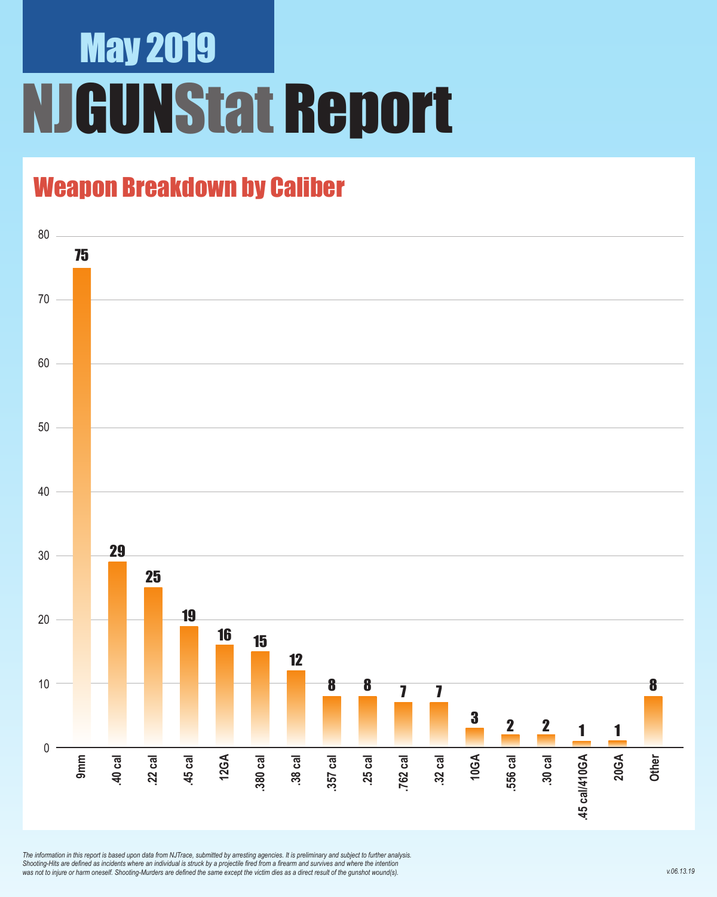# May 2019

# NJGUNStat Report

## Weapon Breakdown by Caliber

| Caliber | Count |
|---|---|
| 9mm | 75 |
| .40 cal | 29 |
| .22 cal | 25 |
| .45 cal | 19 |
| 12GA | 16 |
| .380 cal | 15 |
| .38 cal | 12 |
| .357 cal | 8 |
| .25 cal | 8 |
| .762 cal | 7 |
| .32 cal | 7 |
| 10GA | 3 |
| .556 cal | 2 |
| .30 cal | 2 |
| .45 cal/410GA | 1 |
| 20GA | 1 |
| Other | 8 |

*The information in this report is based upon data from NJTrace, submitted by arresting agencies. It is preliminary and subject to further analysis. Shooting-Hits are defined as incidents where an individual is struck by a projectile fired from a firearm and survives and where the intention was not to injure or harm oneself. Shooting-Murders are defined the same except the victim dies as a direct result of the gunshot wound(s).*

*v.06.13.19*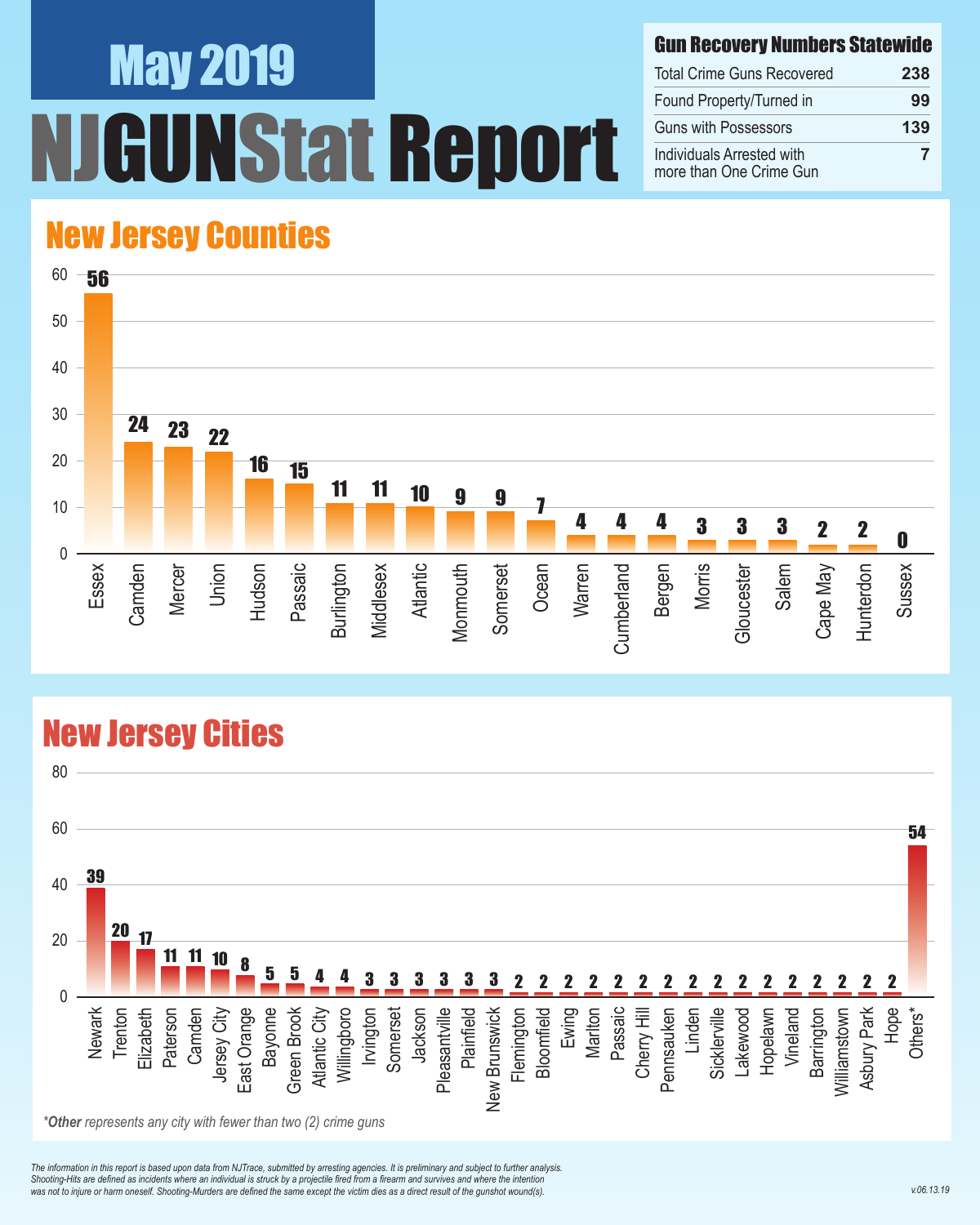# May 2019

# NJGUNStat Report

## Gun Recovery Numbers Statewide

| Gun Recovery Numbers Statewide | |
|---|---|
| Total Crime Guns Recovered | 238 |
| Found Property/Turned in | 99 |
| Guns with Possessors | 139 |
| Individuals Arrested with more than One Crime Gun | 7 |

## New Jersey Counties

| County | Crime Guns |
|---|---|
| Essex | 56 |
| Camden | 24 |
| Mercer | 23 |
| Union | 22 |
| Hudson | 16 |
| Passaic | 15 |
| Burlington | 11 |
| Middlesex | 11 |
| Atlantic | 10 |
| Monmouth | 9 |
| Somerset | 9 |
| Ocean | 7 |
| Warren | 4 |
| Cumberland | 4 |
| Bergen | 4 |
| Morris | 3 |
| Gloucester | 3 |
| Salem | 3 |
| Cape May | 2 |
| Hunterdon | 2 |
| Sussex | 0 |

## New Jersey Cities

| City | Crime Guns |
|---|---|
| Newark | 39 |
| Trenton | 20 |
| Elizabeth | 17 |
| Paterson | 11 |
| Camden | 11 |
| Jersey City | 10 |
| East Orange | 8 |
| Bayonne | 5 |
| Green Brook | 5 |
| Atlantic City | 4 |
| Willingboro | 4 |
| Irvington | 3 |
| Somerset | 3 |
| Jackson | 3 |
| Pleasantville | 3 |
| Plainfield | 3 |
| New Brunswick | 3 |
| Flemington | 2 |
| Bloomfield | 2 |
| Ewing | 2 |
| Marlton | 2 |
| Passaic | 2 |
| Cherry Hill | 2 |
| Pennsauken | 2 |
| Linden | 2 |
| Sicklerville | 2 |
| Lakewood | 2 |
| Hopelawn | 2 |
| Vineland | 2 |
| Barrington | 2 |
| Williamstown | 2 |
| Asbury Park | 2 |
| Hope | 2 |
| Others* | 54 |

*\*Other represents any city with fewer than two (2) crime guns*

*The information in this report is based upon data from NJTrace, submitted by arresting agencies. It is preliminary and subject to further analysis. Shooting-Hits are defined as incidents where an individual is struck by a projectile fired from a firearm and survives and where the intention was not to injure or harm oneself. Shooting-Murders are defined the same except the victim dies as a direct result of the gunshot wound(s).*

v.06.13.19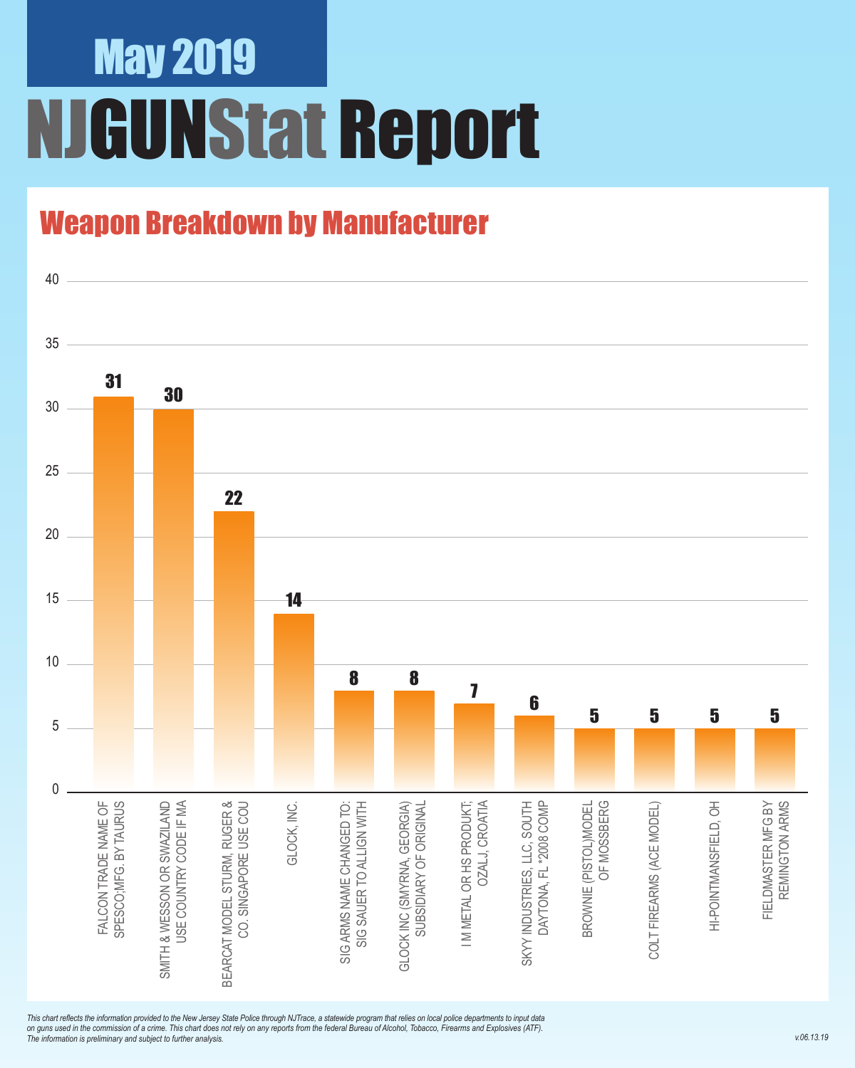# May 2019

# NJGUNStat Report

## Weapon Breakdown by Manufacturer

| Manufacturer | Count |
|---|---|
| FALCON TRADE NAME OF SPESCO;MFG. BY TAURUS | 31 |
| SMITH & WESSON OR SWAZILAND USE COUNTRY CODE IF MA | 30 |
| BEARCAT MODEL STURM, RUGER & CO. SINGAPORE USE COU | 22 |
| GLOCK, INC. | 14 |
| SIG ARMS NAME CHANGED TO: SIG SAUER TO ALLIGN WITH | 8 |
| GLOCK INC (SMYRNA, GEORGIA) SUBSIDIARY OF ORIGINAL | 8 |
| I M METAL OR HS PRODUKT; OZALJ, CROATIA | 7 |
| SKYY INDUSTRIES, LLC, SOUTH DAYTONA, FL *2008 COMP | 6 |
| BROWNIE (PISTOL)MODEL OF MOSSBERG | 5 |
| COLT FIREARMS (ACE MODEL) | 5 |
| HI-POINTMANSFIELD, OH | 5 |
| FIELDMASTER MFG BY REMINGTON ARMS | 5 |

*This chart reflects the information provided to the New Jersey State Police through NJTrace, a statewide program that relies on local police departments to input data on guns used in the commission of a crime. This chart does not rely on any reports from the federal Bureau of Alcohol, Tobacco, Firearms and Explosives (ATF). The information is preliminary and subject to further analysis.*

*v.06.13.19*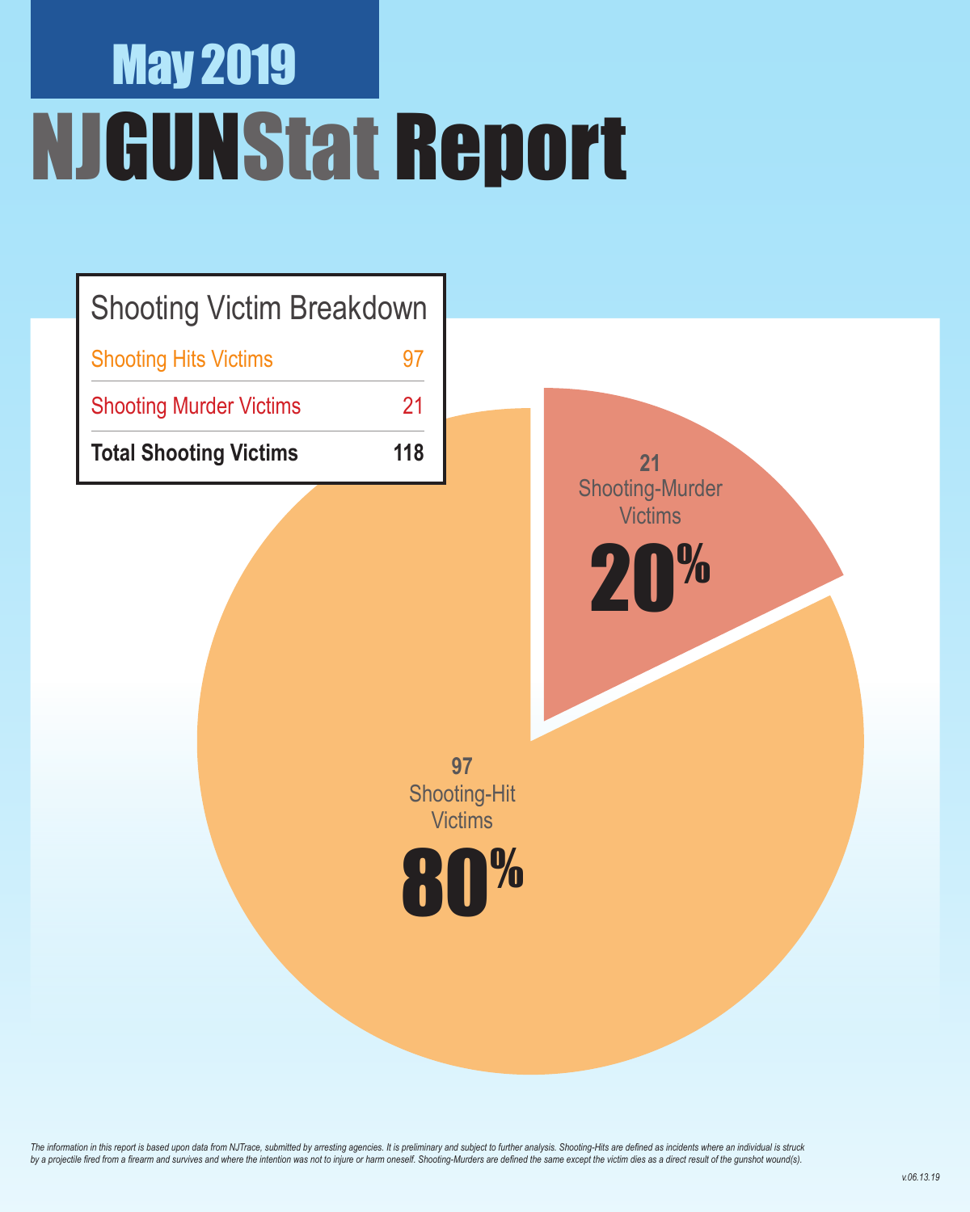May 2019

# NJGUNStat Report

## Shooting Victim Breakdown

| | |
|---|---|
| Shooting Hits Victims | 97 |
| Shooting Murder Victims | 21 |
| **Total Shooting Victims** | **118** |

21
Shooting-Murder
Victims
20%

97
Shooting-Hit
Victims
80%

*The information in this report is based upon data from NJTrace, submitted by arresting agencies. It is preliminary and subject to further analysis. Shooting-Hits are defined as incidents where an individual is struck by a projectile fired from a firearm and survives and where the intention was not to injure or harm oneself. Shooting-Murders are defined the same except the victim dies as a direct result of the gunshot wound(s).*

v.06.13.19